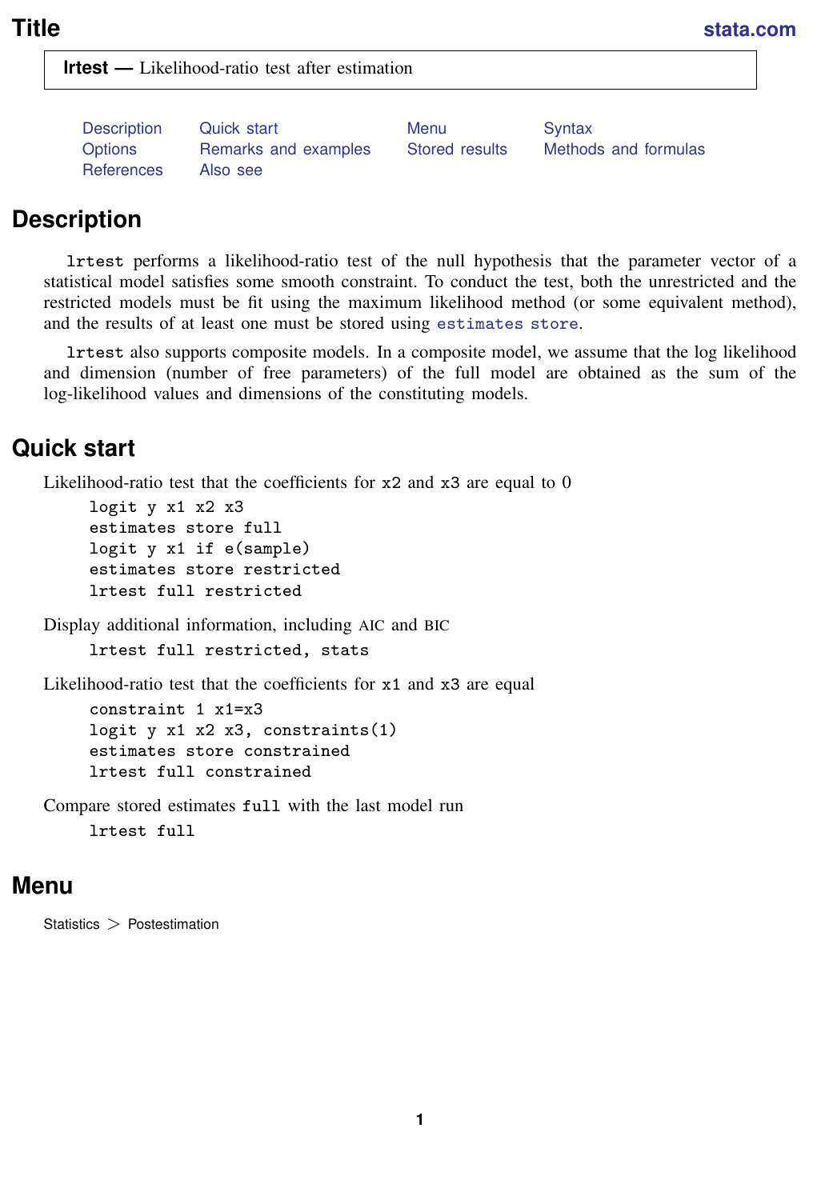# Title

**lrtest — Likelihood-ratio test after estimation**

Description    Quick start    Menu    Syntax
Options    Remarks and examples    Stored results    Methods and formulas
References    Also see

## Description

`lrtest` performs a likelihood-ratio test of the null hypothesis that the parameter vector of a statistical model satisfies some smooth constraint. To conduct the test, both the unrestricted and the restricted models must be fit using the maximum likelihood method (or some equivalent method), and the results of at least one must be stored using `estimates store`.

`lrtest` also supports composite models. In a composite model, we assume that the log likelihood and dimension (number of free parameters) of the full model are obtained as the sum of the log-likelihood values and dimensions of the constituting models.

## Quick start

Likelihood-ratio test that the coefficients for `x2` and `x3` are equal to 0

```
logit y x1 x2 x3
estimates store full
logit y x1 if e(sample)
estimates store restricted
lrtest full restricted
```

Display additional information, including AIC and BIC

```
lrtest full restricted, stats
```

Likelihood-ratio test that the coefficients for `x1` and `x3` are equal

```
constraint 1 x1=x3
logit y x1 x2 x3, constraints(1)
estimates store constrained
lrtest full constrained
```

Compare stored estimates `full` with the last model run

```
lrtest full
```

## Menu

Statistics > Postestimation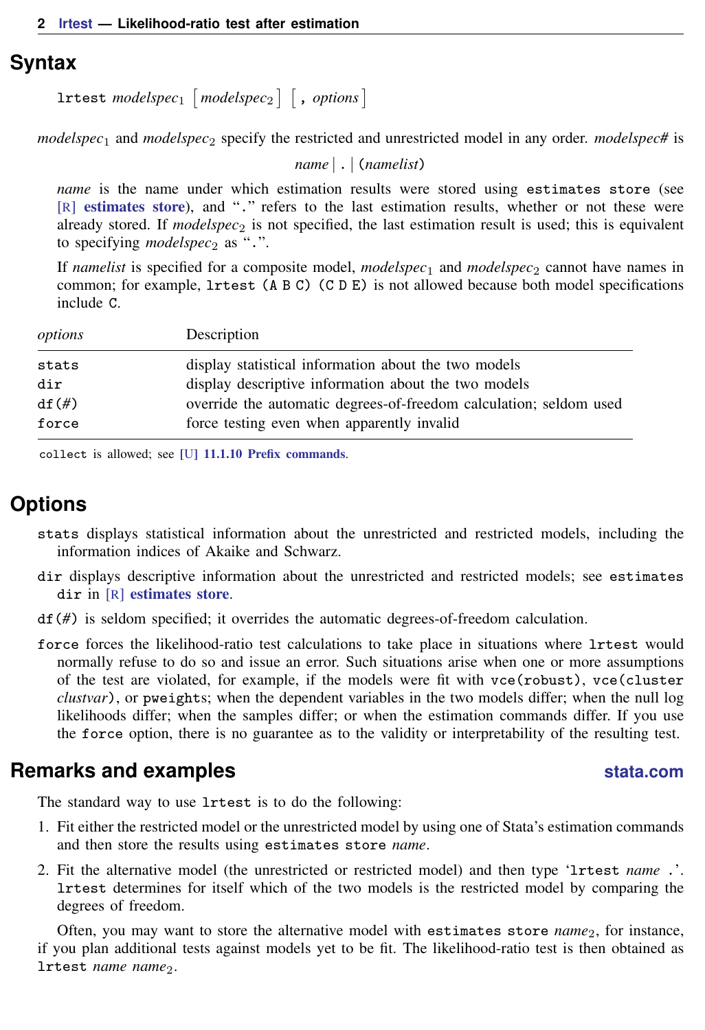## Syntax

`lrtest` *modelspec*$_1$ [*modelspec*$_2$] [ , *options* ]

*modelspec*$_1$ and *modelspec*$_2$ specify the restricted and unrestricted model in any order. *modelspec#* is

*name* | `.` | `(`*namelist*`)`

*name* is the name under which estimation results were stored using `estimates store` (see [R] **estimates store**), and "`.`" refers to the last estimation results, whether or not these were already stored. If *modelspec*$_2$ is not specified, the last estimation result is used; this is equivalent to specifying *modelspec*$_2$ as "`.`".

If *namelist* is specified for a composite model, *modelspec*$_1$ and *modelspec*$_2$ cannot have names in common; for example, `lrtest (A B C) (C D E)` is not allowed because both model specifications include `C`.

| *options* | Description |
|---|---|
| `stats` | display statistical information about the two models |
| `dir` | display descriptive information about the two models |
| `df(#)` | override the automatic degrees-of-freedom calculation; seldom used |
| `force` | force testing even when apparently invalid |

`collect` is allowed; see [U] **11.1.10 Prefix commands**.

## Options

`stats` displays statistical information about the unrestricted and restricted models, including the information indices of Akaike and Schwarz.

`dir` displays descriptive information about the unrestricted and restricted models; see `estimates dir` in [R] **estimates store**.

`df(#)` is seldom specified; it overrides the automatic degrees-of-freedom calculation.

`force` forces the likelihood-ratio test calculations to take place in situations where `lrtest` would normally refuse to do so and issue an error. Such situations arise when one or more assumptions of the test are violated, for example, if the models were fit with `vce(robust)`, `vce(cluster` *clustvar*`)`, or `pweights`; when the dependent variables in the two models differ; when the null log likelihoods differ; when the samples differ; or when the estimation commands differ. If you use the `force` option, there is no guarantee as to the validity or interpretability of the resulting test.

## Remarks and examples

The standard way to use `lrtest` is to do the following:

1. Fit either the restricted model or the unrestricted model by using one of Stata's estimation commands and then store the results using `estimates store` *name*.
2. Fit the alternative model (the unrestricted or restricted model) and then type '`lrtest` *name* `.`'. `lrtest` determines for itself which of the two models is the restricted model by comparing the degrees of freedom.

Often, you may want to store the alternative model with `estimates store` *name*$_2$, for instance, if you plan additional tests against models yet to be fit. The likelihood-ratio test is then obtained as `lrtest` *name name*$_2$.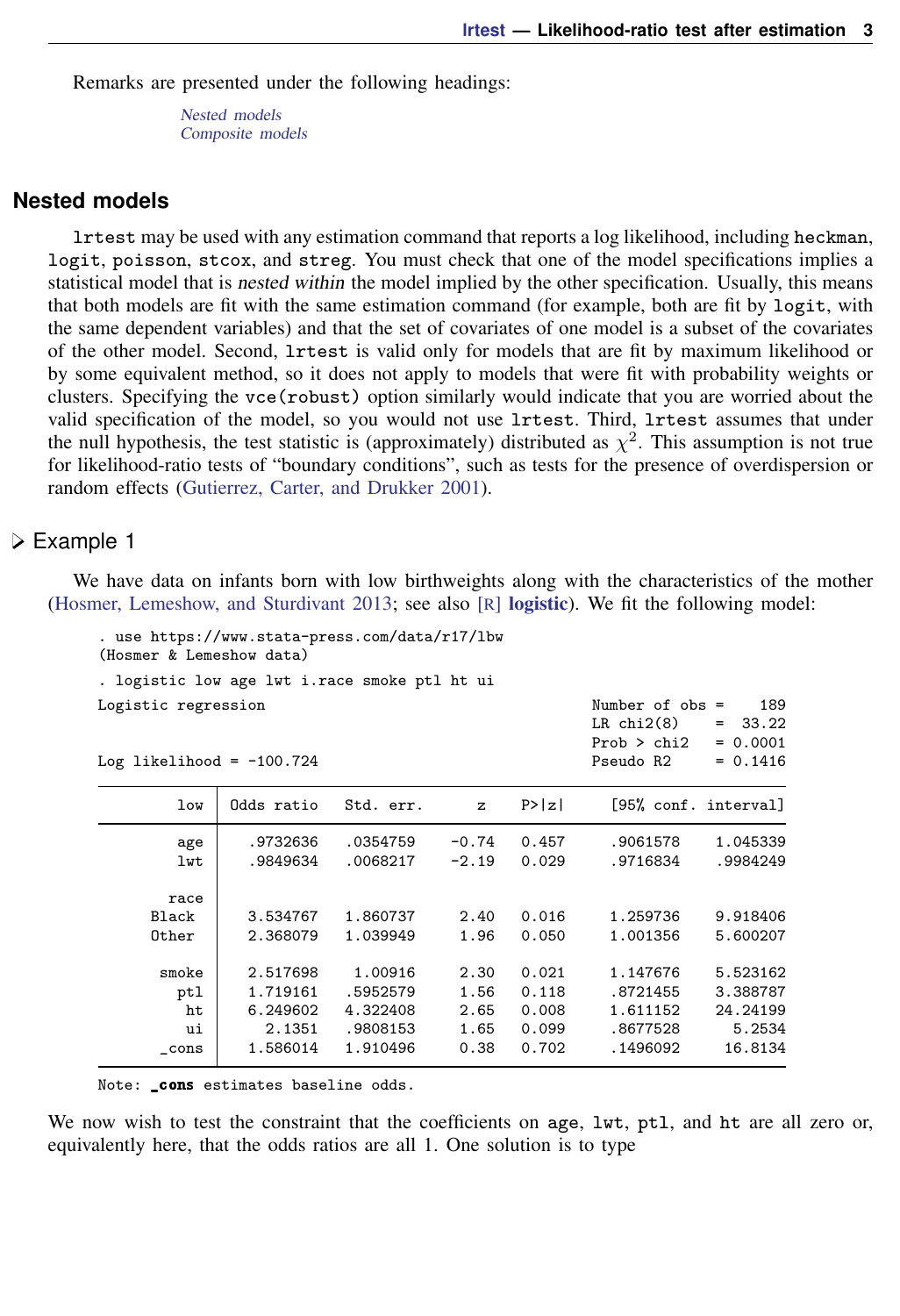Remarks are presented under the following headings:

Nested models
Composite models

## Nested models

`lrtest` may be used with any estimation command that reports a log likelihood, including `heckman`, `logit`, `poisson`, `stcox`, and `streg`. You must check that one of the model specifications implies a statistical model that is *nested within* the model implied by the other specification. Usually, this means that both models are fit with the same estimation command (for example, both are fit by `logit`, with the same dependent variables) and that the set of covariates of one model is a subset of the covariates of the other model. Second, `lrtest` is valid only for models that are fit by maximum likelihood or by some equivalent method, so it does not apply to models that were fit with probability weights or clusters. Specifying the `vce(robust)` option similarly would indicate that you are worried about the valid specification of the model, so you would not use `lrtest`. Third, `lrtest` assumes that under the null hypothesis, the test statistic is (approximately) distributed as $\chi^2$. This assumption is not true for likelihood-ratio tests of "boundary conditions", such as tests for the presence of overdispersion or random effects (Gutierrez, Carter, and Drukker 2001).

### ▷ Example 1

We have data on infants born with low birthweights along with the characteristics of the mother (Hosmer, Lemeshow, and Sturdivant 2013; see also [R] **logistic**). We fit the following model:

```
. use https://www.stata-press.com/data/r17/lbw
(Hosmer & Lemeshow data)

. logistic low age lwt i.race smoke ptl ht ui

Logistic regression                                     Number of obs =    189
                                                        LR chi2(8)    =  33.22
                                                        Prob > chi2   = 0.0001
Log likelihood = -100.724                               Pseudo R2     = 0.1416

------------------------------------------------------------------------------
         low | Odds ratio   Std. err.      z    P>|z|     [95% conf. interval]
-------------+----------------------------------------------------------------
         age |   .9732636   .0354759    -0.74   0.457     .9061578    1.045339
         lwt |   .9849634   .0068217    -2.19   0.029     .9716834    .9984249
             |
        race |
       Black |   3.534767   1.860737     2.40   0.016     1.259736    9.918406
       Other |   2.368079   1.039949     1.96   0.050     1.001356    5.600207
             |
       smoke |   2.517698    1.00916     2.30   0.021     1.147676    5.523162
         ptl |   1.719161   .5952579     1.56   0.118     .8721455    3.388787
          ht |   6.249602   4.322408     2.65   0.008     1.611152    24.24199
          ui |     2.1351   .9808153     1.65   0.099     .8677528      5.2534
       _cons |   1.586014   1.910496     0.38   0.702     .1496092     16.8134
------------------------------------------------------------------------------
Note: _cons estimates baseline odds.
```

We now wish to test the constraint that the coefficients on `age`, `lwt`, `ptl`, and `ht` are all zero or, equivalently here, that the odds ratios are all 1. One solution is to type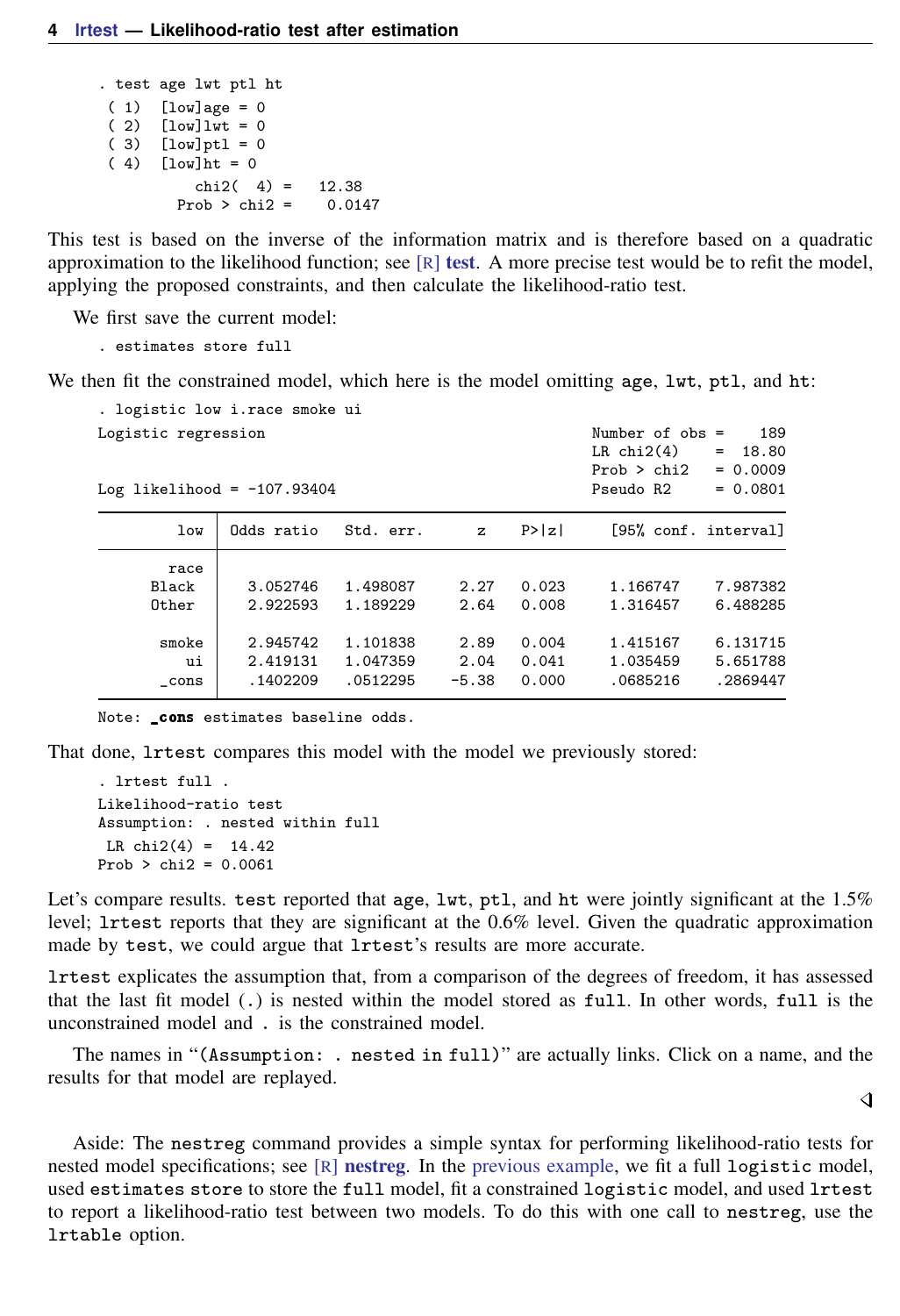```
. test age lwt ptl ht
 ( 1)  [low]age = 0
 ( 2)  [low]lwt = 0
 ( 3)  [low]ptl = 0
 ( 4)  [low]ht = 0
           chi2(  4) =   12.38
         Prob > chi2 =    0.0147
```

This test is based on the inverse of the information matrix and is therefore based on a quadratic approximation to the likelihood function; see [R] **test**. A more precise test would be to refit the model, applying the proposed constraints, and then calculate the likelihood-ratio test.

We first save the current model:

```
. estimates store full
```

We then fit the constrained model, which here is the model omitting `age`, `lwt`, `ptl`, and `ht`:

```
. logistic low i.race smoke ui
Logistic regression                                     Number of obs =    189
                                                        LR chi2(4)    =  18.80
                                                        Prob > chi2   = 0.0009
Log likelihood = -107.93404                             Pseudo R2     = 0.0801

------------------------------------------------------------------------------
         low | Odds ratio   Std. err.      z    P>|z|     [95% conf. interval]
-------------+----------------------------------------------------------------
        race |
       Black |   3.052746   1.498087     2.27   0.023     1.166747    7.987382
       Other |   2.922593   1.189229     2.64   0.008     1.316457    6.488285
             |
       smoke |   2.945742   1.101838     2.89   0.004     1.415167    6.131715
          ui |   2.419131   1.047359     2.04   0.041     1.035459    5.651788
       _cons |   .1402209   .0512295    -5.38   0.000     .0685216    .2869447
------------------------------------------------------------------------------
Note: _cons estimates baseline odds.
```

That done, `lrtest` compares this model with the model we previously stored:

```
. lrtest full .
Likelihood-ratio test
Assumption: . nested within full
 LR chi2(4) =  14.42
Prob > chi2 = 0.0061
```

Let's compare results. `test` reported that `age`, `lwt`, `ptl`, and `ht` were jointly significant at the 1.5% level; `lrtest` reports that they are significant at the 0.6% level. Given the quadratic approximation made by `test`, we could argue that `lrtest`'s results are more accurate.

`lrtest` explicates the assumption that, from a comparison of the degrees of freedom, it has assessed that the last fit model (`.`) is nested within the model stored as `full`. In other words, `full` is the unconstrained model and `.` is the constrained model.

The names in "`(Assumption: . nested in full)`" are actually links. Click on a name, and the results for that model are replayed.

◁

Aside: The `nestreg` command provides a simple syntax for performing likelihood-ratio tests for nested model specifications; see [R] **nestreg**. In the previous example, we fit a full `logistic` model, used `estimates store` to store the `full` model, fit a constrained `logistic` model, and used `lrtest` to report a likelihood-ratio test between two models. To do this with one call to `nestreg`, use the `lrtable` option.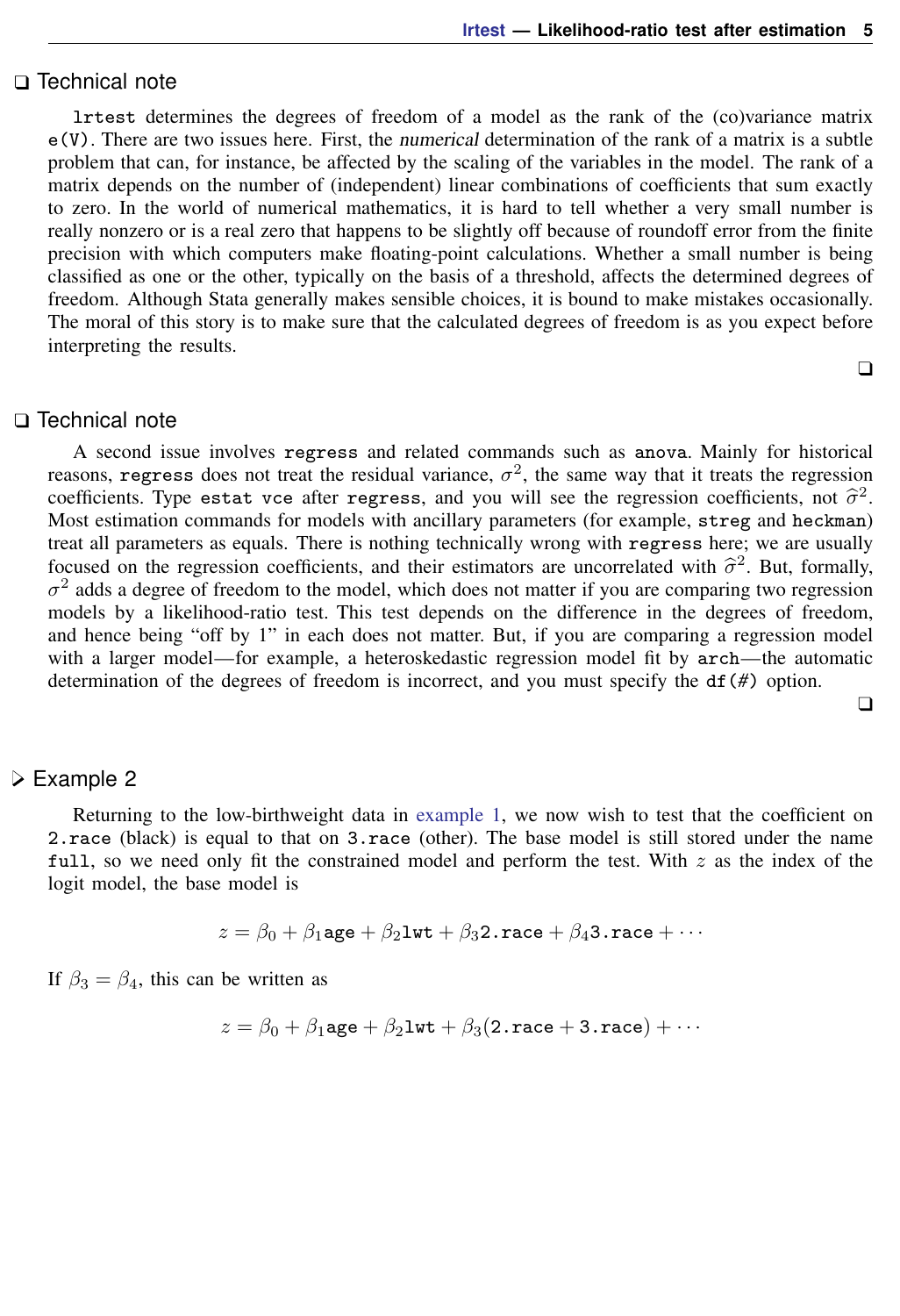### ❑ Technical note

`lrtest` determines the degrees of freedom of a model as the rank of the (co)variance matrix `e(V)`. There are two issues here. First, the *numerical* determination of the rank of a matrix is a subtle problem that can, for instance, be affected by the scaling of the variables in the model. The rank of a matrix depends on the number of (independent) linear combinations of coefficients that sum exactly to zero. In the world of numerical mathematics, it is hard to tell whether a very small number is really nonzero or is a real zero that happens to be slightly off because of roundoff error from the finite precision with which computers make floating-point calculations. Whether a small number is being classified as one or the other, typically on the basis of a threshold, affects the determined degrees of freedom. Although Stata generally makes sensible choices, it is bound to make mistakes occasionally. The moral of this story is to make sure that the calculated degrees of freedom is as you expect before interpreting the results.

❑

### ❑ Technical note

A second issue involves `regress` and related commands such as `anova`. Mainly for historical reasons, `regress` does not treat the residual variance, $\sigma^2$, the same way that it treats the regression coefficients. Type `estat vce` after `regress`, and you will see the regression coefficients, not $\widehat{\sigma}^2$. Most estimation commands for models with ancillary parameters (for example, `streg` and `heckman`) treat all parameters as equals. There is nothing technically wrong with `regress` here; we are usually focused on the regression coefficients, and their estimators are uncorrelated with $\widehat{\sigma}^2$. But, formally, $\sigma^2$ adds a degree of freedom to the model, which does not matter if you are comparing two regression models by a likelihood-ratio test. This test depends on the difference in the degrees of freedom, and hence being “off by 1” in each does not matter. But, if you are comparing a regression model with a larger model—for example, a heteroskedastic regression model fit by `arch`—the automatic determination of the degrees of freedom is incorrect, and you must specify the `df(#)` option.

❑

### ▷ Example 2

Returning to the low-birthweight data in example 1, we now wish to test that the coefficient on `2.race` (black) is equal to that on `3.race` (other). The base model is still stored under the name `full`, so we need only fit the constrained model and perform the test. With $z$ as the index of the logit model, the base model is

$$z = \beta_0 + \beta_1 \texttt{age} + \beta_2 \texttt{lwt} + \beta_3 \texttt{2.race} + \beta_4 \texttt{3.race} + \cdots$$

If $\beta_3 = \beta_4$, this can be written as

$$z = \beta_0 + \beta_1 \texttt{age} + \beta_2 \texttt{lwt} + \beta_3 (\texttt{2.race} + \texttt{3.race}) + \cdots$$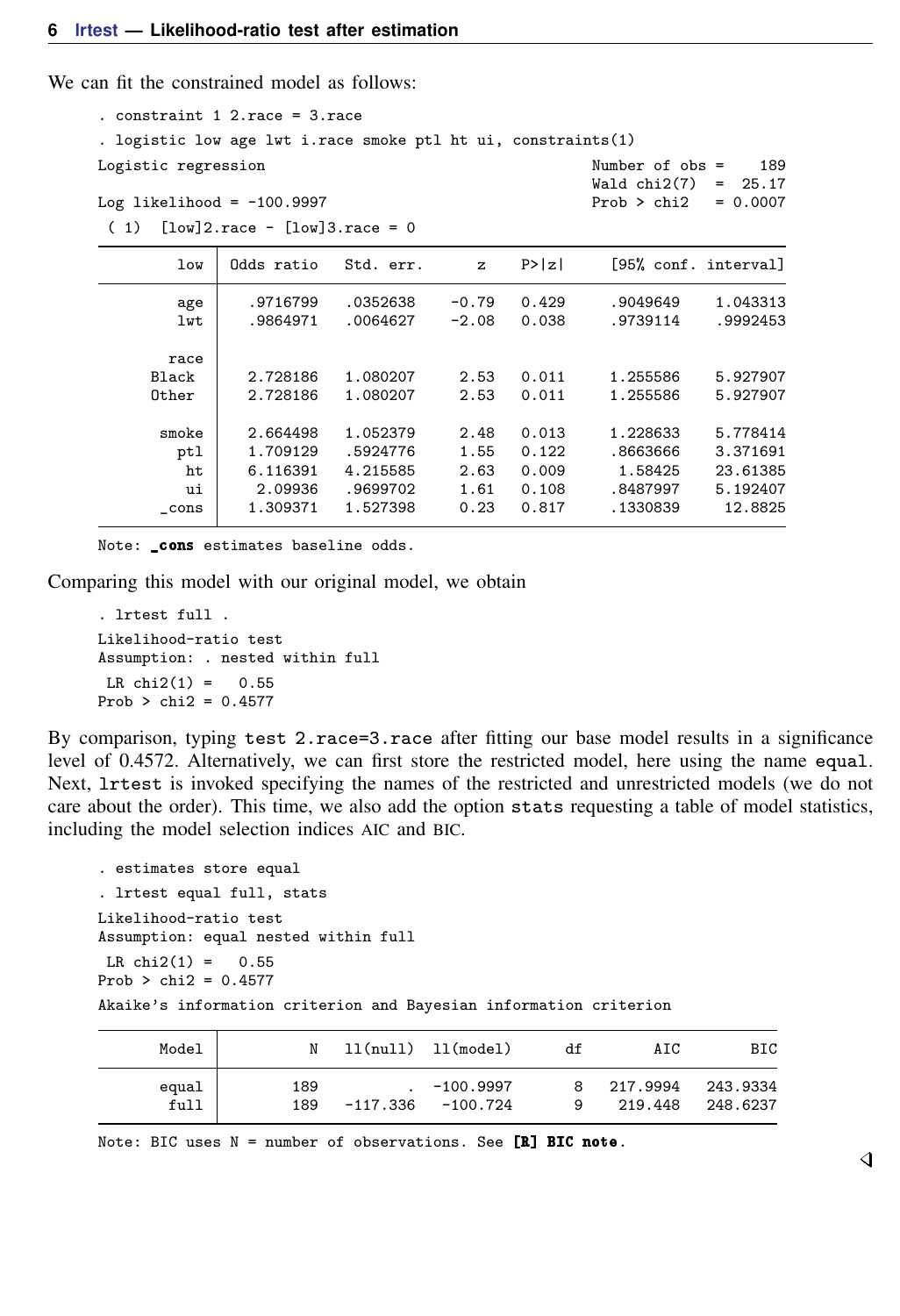We can fit the constrained model as follows:

```
. constraint 1 2.race = 3.race
. logistic low age lwt i.race smoke ptl ht ui, constraints(1)
Logistic regression                                     Number of obs =    189
                                                        Wald chi2(7)  =  25.17
Log likelihood = -100.9997                              Prob > chi2   = 0.0007
 ( 1)  [low]2.race - [low]3.race = 0

         low   Odds ratio   Std. err.      z    P>|z|     [95% conf. interval]

         age     .9716799    .0352638   -0.79   0.429     .9049649    1.043313
         lwt     .9864971    .0064627   -2.08   0.038     .9739114    .9992453

        race
       Black     2.728186    1.080207    2.53   0.011     1.255586    5.927907
       Other     2.728186    1.080207    2.53   0.011     1.255586    5.927907

       smoke     2.664498    1.052379    2.48   0.013     1.228633    5.778414
         ptl     1.709129    .5924776    1.55   0.122     .8663666    3.371691
          ht     6.116391    4.215585    2.63   0.009      1.58425    23.61385
          ui      2.09936    .9699702    1.61   0.108     .8487997    5.192407
       _cons     1.309371    1.527398    0.23   0.817     .1330839     12.8825

Note: _cons estimates baseline odds.
```

Comparing this model with our original model, we obtain

```
. lrtest full .
Likelihood-ratio test
Assumption: . nested within full
 LR chi2(1) =   0.55
Prob > chi2 = 0.4577
```

By comparison, typing `test 2.race=3.race` after fitting our base model results in a significance level of 0.4572. Alternatively, we can first store the restricted model, here using the name `equal`. Next, `lrtest` is invoked specifying the names of the restricted and unrestricted models (we do not care about the order). This time, we also add the option `stats` requesting a table of model statistics, including the model selection indices AIC and BIC.

```
. estimates store equal
. lrtest equal full, stats
Likelihood-ratio test
Assumption: equal nested within full
 LR chi2(1) =   0.55
Prob > chi2 = 0.4577
Akaike's information criterion and Bayesian information criterion

       Model          N   ll(null)  ll(model)      df        AIC        BIC

       equal        189          .  -100.9997       8   217.9994   243.9334
        full        189   -117.336   -100.724       9    219.448   248.6237

Note: BIC uses N = number of observations. See [R] BIC note.
```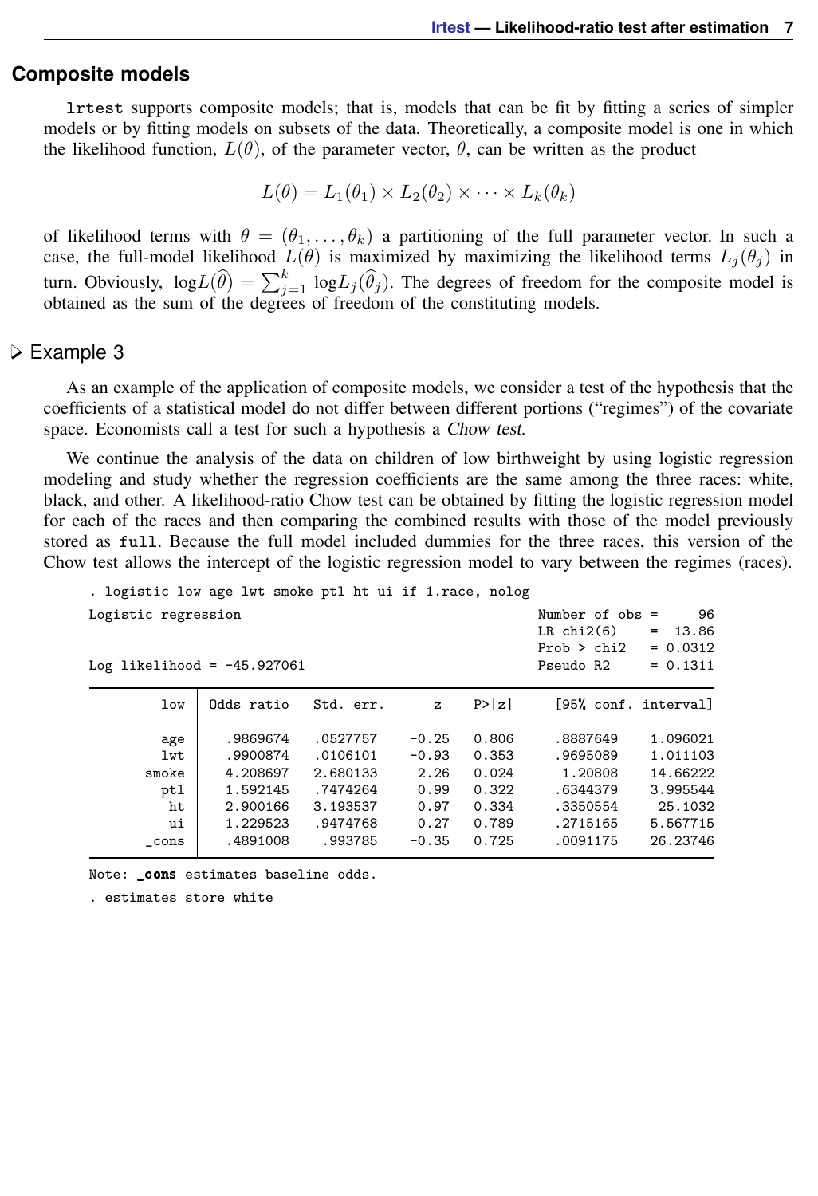## Composite models

`lrtest` supports composite models; that is, models that can be fit by fitting a series of simpler models or by fitting models on subsets of the data. Theoretically, a composite model is one in which the likelihood function, $L(\theta)$, of the parameter vector, $\theta$, can be written as the product

$$L(\theta) = L_1(\theta_1) \times L_2(\theta_2) \times \cdots \times L_k(\theta_k)$$

of likelihood terms with $\theta = (\theta_1, \ldots, \theta_k)$ a partitioning of the full parameter vector. In such a case, the full-model likelihood $L(\theta)$ is maximized by maximizing the likelihood terms $L_j(\theta_j)$ in turn. Obviously, $\log L(\widehat{\theta}) = \sum_{j=1}^{k} \log L_j(\widehat{\theta}_j)$. The degrees of freedom for the composite model is obtained as the sum of the degrees of freedom of the constituting models.

### Example 3

As an example of the application of composite models, we consider a test of the hypothesis that the coefficients of a statistical model do not differ between different portions ("regimes") of the covariate space. Economists call a test for such a hypothesis a *Chow test*.

We continue the analysis of the data on children of low birthweight by using logistic regression modeling and study whether the regression coefficients are the same among the three races: white, black, and other. A likelihood-ratio Chow test can be obtained by fitting the logistic regression model for each of the races and then comparing the combined results with those of the model previously stored as `full`. Because the full model included dummies for the three races, this version of the Chow test allows the intercept of the logistic regression model to vary between the regimes (races).

```
. logistic low age lwt smoke ptl ht ui if 1.race, nolog

Logistic regression                                     Number of obs =     96
                                                        LR chi2(6)    =  13.86
                                                        Prob > chi2   = 0.0312
Log likelihood = -45.927061                             Pseudo R2     = 0.1311

------------------------------------------------------------------------------
         low | Odds ratio   Std. err.      z    P>|z|     [95% conf. interval]
-------------+----------------------------------------------------------------
         age |   .9869674   .0527757    -0.25   0.806     .8887649    1.096021
         lwt |   .9900874   .0106101    -0.93   0.353     .9695089    1.011103
       smoke |   4.208697   2.680133     2.26   0.024      1.20808    14.66222
         ptl |   1.592145   .7474264     0.99   0.322     .6344379    3.995544
          ht |   2.900166   3.193537     0.97   0.334     .3350554     25.1032
          ui |   1.229523   .9474768     0.27   0.789     .2715165    5.567715
       _cons |   .4891008    .993785    -0.35   0.725     .0091175    26.23746
------------------------------------------------------------------------------
Note: _cons estimates baseline odds.

. estimates store white
```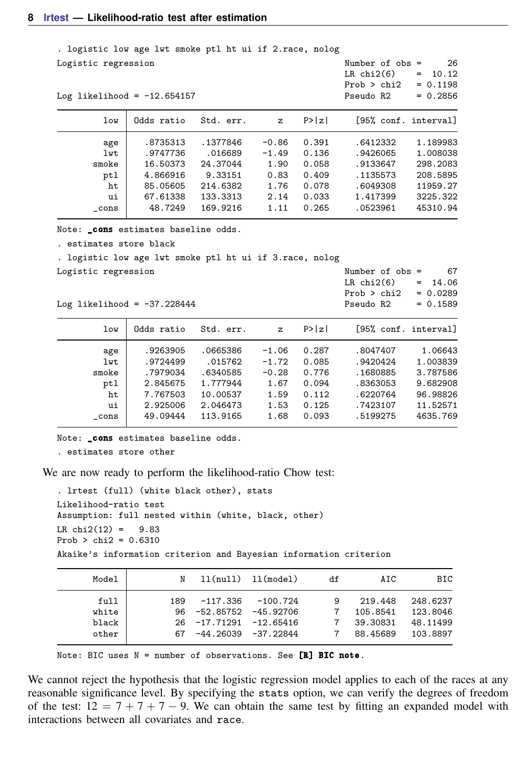```
. logistic low age lwt smoke ptl ht ui if 2.race, nolog
Logistic regression                                     Number of obs =     26
                                                        LR chi2(6)    =  10.12
                                                        Prob > chi2   = 0.1198
Log likelihood = -12.654157                             Pseudo R2     = 0.2856

------------------------------------------------------------------------------
         low | Odds ratio   Std. err.      z    P>|z|     [95% conf. interval]
-------------+----------------------------------------------------------------
         age |   .8735313   .1377846    -0.86   0.391     .6412332    1.189983
         lwt |   .9747736    .016689    -1.49   0.136     .9426065    1.008038
       smoke |   16.50373   24.37044     1.90   0.058     .9133647    298.2083
         ptl |   4.866916    9.33151     0.83   0.409     .1135573    208.5895
          ht |   85.05605   214.6382     1.76   0.078     .6049308    11959.27
          ui |   67.61338   133.3313     2.14   0.033     1.417399    3225.322
       _cons |    48.7249   169.9216     1.11   0.265     .0523961    45310.94
------------------------------------------------------------------------------
Note: _cons estimates baseline odds.

. estimates store black

. logistic low age lwt smoke ptl ht ui if 3.race, nolog
Logistic regression                                     Number of obs =     67
                                                        LR chi2(6)    =  14.06
                                                        Prob > chi2   = 0.0289
Log likelihood = -37.228444                             Pseudo R2     = 0.1589

------------------------------------------------------------------------------
         low | Odds ratio   Std. err.      z    P>|z|     [95% conf. interval]
-------------+----------------------------------------------------------------
         age |   .9263905   .0665386    -1.06   0.287     .8047407     1.06643
         lwt |   .9724499    .015762    -1.72   0.085     .9420424    1.003839
       smoke |   .7979034   .6340585    -0.28   0.776     .1680885    3.787586
         ptl |   2.845675   1.777944     1.67   0.094     .8363053    9.682908
          ht |   7.767503   10.00537     1.59   0.112     .6220764    96.98826
          ui |   2.925006   2.046473     1.53   0.125     .7423107    11.52571
       _cons |   49.09444   113.9165     1.68   0.093     .5199275    4635.769
------------------------------------------------------------------------------
Note: _cons estimates baseline odds.

. estimates store other
```

We are now ready to perform the likelihood-ratio Chow test:

```
. lrtest (full) (white black other), stats
Likelihood-ratio test
Assumption: full nested within (white, black, other)
LR chi2(12) =   9.83
Prob > chi2 = 0.6310

Akaike's information criterion and Bayesian information criterion

-----------------------------------------------------------------------------
       Model |          N   ll(null)  ll(model)      df        AIC        BIC
-------------+---------------------------------------------------------------
        full |        189   -117.336   -100.724       9    219.448   248.6237
       white |         96  -52.85752  -45.92706       7   105.8541   123.8046
       black |         26  -17.71291  -12.65416       7   39.30831   48.11499
       other |         67  -44.26039  -37.22844       7   88.45689   103.8897
-----------------------------------------------------------------------------
Note: BIC uses N = number of observations. See [R] BIC note.
```

We cannot reject the hypothesis that the logistic regression model applies to each of the races at any reasonable significance level. By specifying the `stats` option, we can verify the degrees of freedom of the test: $12 = 7 + 7 + 7 - 9$. We can obtain the same test by fitting an expanded model with interactions between all covariates and `race`.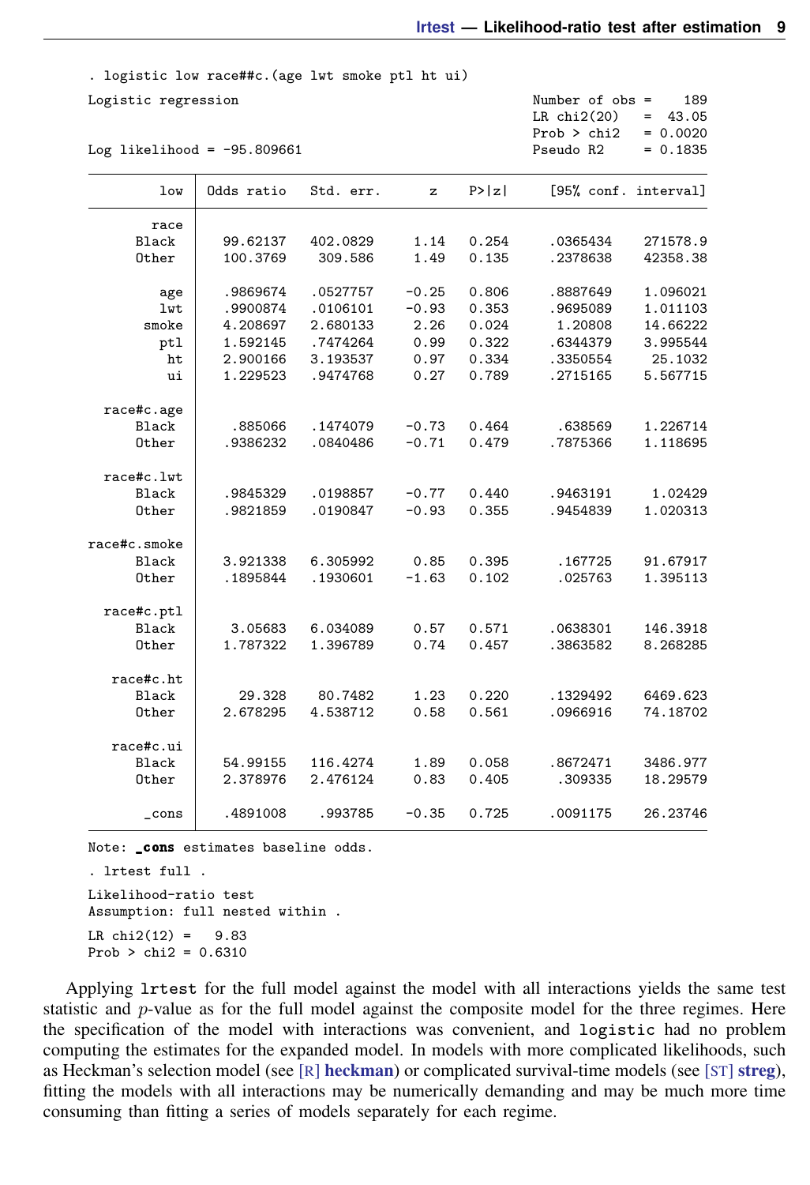```
. logistic low race##c.(age lwt smoke ptl ht ui)

Logistic regression                                     Number of obs =    189
                                                        LR chi2(20)   =  43.05
                                                        Prob > chi2   = 0.0020
Log likelihood = -95.809661                             Pseudo R2     = 0.1835

------------------------------------------------------------------------------
         low | Odds ratio   Std. err.      z    P>|z|     [95% conf. interval]
-------------+----------------------------------------------------------------
        race |
       Black |   99.62137   402.0829     1.14   0.254     .0365434    271578.9
       Other |   100.3769    309.586     1.49   0.135     .2378638    42358.38
             |
         age |   .9869674   .0527757    -0.25   0.806     .8887649    1.096021
         lwt |   .9900874   .0106101    -0.93   0.353     .9695089    1.011103
       smoke |   4.208697   2.680133     2.26   0.024      1.20808    14.66222
         ptl |   1.592145   .7474264     0.99   0.322     .6344379    3.995544
          ht |   2.900166   3.193537     0.97   0.334     .3350554     25.1032
          ui |   1.229523   .9474768     0.27   0.789     .2715165    5.567715
             |
  race#c.age |
       Black |    .885066   .1474079    -0.73   0.464      .638569    1.226714
       Other |   .9386232   .0840486    -0.71   0.479     .7875366    1.118695
             |
  race#c.lwt |
       Black |   .9845329   .0198857    -0.77   0.440     .9463191     1.02429
       Other |   .9821859   .0190847    -0.93   0.355     .9454839    1.020313
             |
race#c.smoke |
       Black |   3.921338   6.305992     0.85   0.395      .167725    91.67917
       Other |   .1895844   .1930601    -1.63   0.102      .025763    1.395113
             |
  race#c.ptl |
       Black |    3.05683   6.034089     0.57   0.571     .0638301    146.3918
       Other |   1.787322   1.396789     0.74   0.457     .3863582    8.268285
             |
   race#c.ht |
       Black |     29.328    80.7482     1.23   0.220     .1329492    6469.623
       Other |   2.678295   4.538712     0.58   0.561     .0966916    74.18702
             |
   race#c.ui |
       Black |   54.99155   116.4274     1.89   0.058     .8672471    3486.977
       Other |   2.378976   2.476124     0.83   0.405      .309335    18.29579
             |
       _cons |   .4891008    .993785    -0.35   0.725     .0091175    26.23746
------------------------------------------------------------------------------
Note: _cons estimates baseline odds.

. lrtest full .

Likelihood-ratio test
Assumption: full nested within .

 LR chi2(12) =   9.83
Prob > chi2 = 0.6310
```

Applying `lrtest` for the full model against the model with all interactions yields the same test statistic and $p$-value as for the full model against the composite model for the three regimes. Here the specification of the model with interactions was convenient, and `logistic` had no problem computing the estimates for the expanded model. In models with more complicated likelihoods, such as Heckman's selection model (see [R] **heckman**) or complicated survival-time models (see [ST] **streg**), fitting the models with all interactions may be numerically demanding and may be much more time consuming than fitting a series of models separately for each regime.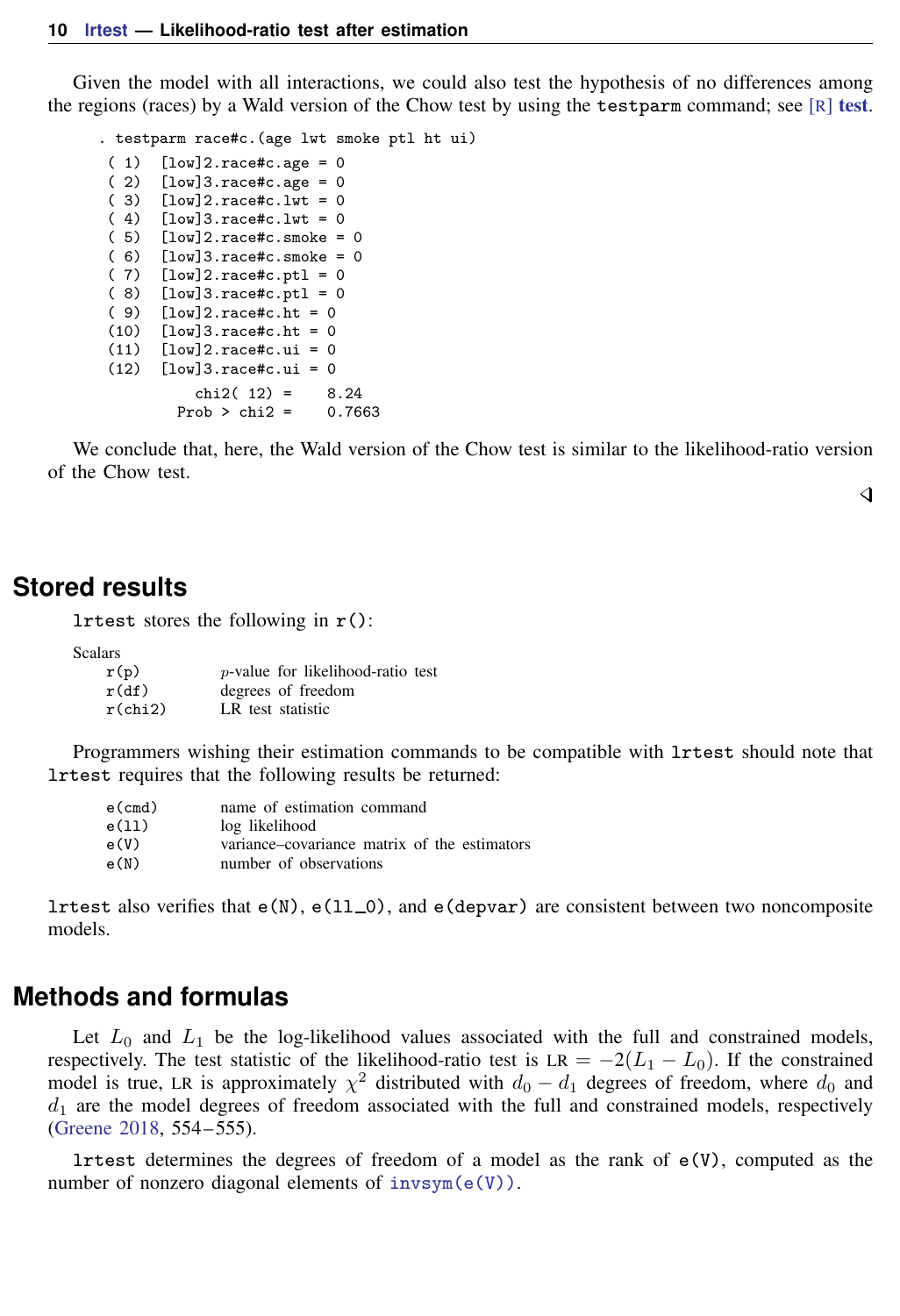Given the model with all interactions, we could also test the hypothesis of no differences among the regions (races) by a Wald version of the Chow test by using the testparm command; see [R] **test**.

```
. testparm race#c.(age lwt smoke ptl ht ui)
 ( 1)  [low]2.race#c.age = 0
 ( 2)  [low]3.race#c.age = 0
 ( 3)  [low]2.race#c.lwt = 0
 ( 4)  [low]3.race#c.lwt = 0
 ( 5)  [low]2.race#c.smoke = 0
 ( 6)  [low]3.race#c.smoke = 0
 ( 7)  [low]2.race#c.ptl = 0
 ( 8)  [low]3.race#c.ptl = 0
 ( 9)  [low]2.race#c.ht = 0
 (10)  [low]3.race#c.ht = 0
 (11)  [low]2.race#c.ui = 0
 (12)  [low]3.race#c.ui = 0
            chi2( 12) =    8.24
          Prob > chi2 =    0.7663
```

We conclude that, here, the Wald version of the Chow test is similar to the likelihood-ratio version of the Chow test.

◁

## Stored results

lrtest stores the following in r():

Scalars

| | |
|---|---|
| r(p) | $p$-value for likelihood-ratio test |
| r(df) | degrees of freedom |
| r(chi2) | LR test statistic |

Programmers wishing their estimation commands to be compatible with lrtest should note that lrtest requires that the following results be returned:

| | |
|---|---|
| e(cmd) | name of estimation command |
| e(ll) | log likelihood |
| e(V) | variance–covariance matrix of the estimators |
| e(N) | number of observations |

lrtest also verifies that e(N), e(ll_0), and e(depvar) are consistent between two noncomposite models.

## Methods and formulas

Let $L_0$ and $L_1$ be the log-likelihood values associated with the full and constrained models, respectively. The test statistic of the likelihood-ratio test is $\text{LR} = -2(L_1 - L_0)$. If the constrained model is true, LR is approximately $\chi^2$ distributed with $d_0 - d_1$ degrees of freedom, where $d_0$ and $d_1$ are the model degrees of freedom associated with the full and constrained models, respectively (Greene 2018, 554–555).

lrtest determines the degrees of freedom of a model as the rank of e(V), computed as the number of nonzero diagonal elements of invsym(e(V)).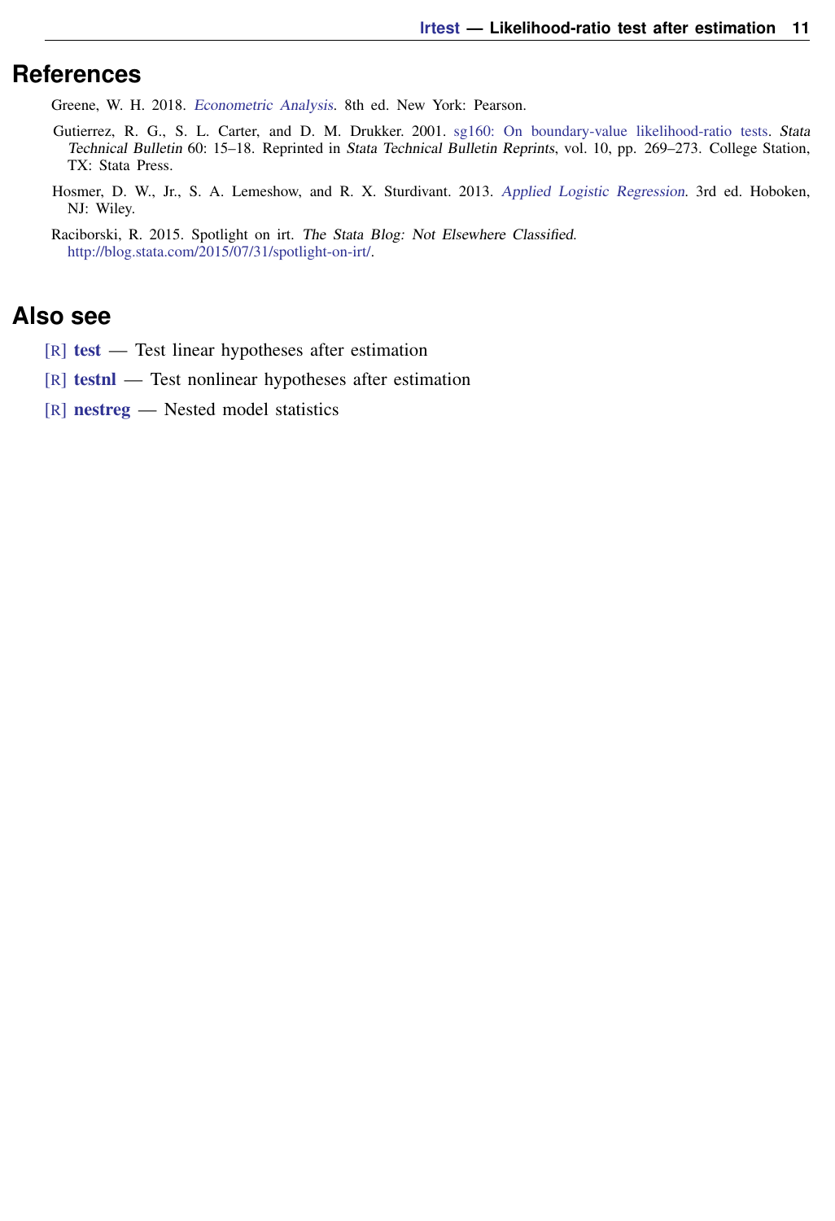## References

Greene, W. H. 2018. *Econometric Analysis*. 8th ed. New York: Pearson.

Gutierrez, R. G., S. L. Carter, and D. M. Drukker. 2001. sg160: On boundary-value likelihood-ratio tests. *Stata Technical Bulletin* 60: 15–18. Reprinted in *Stata Technical Bulletin Reprints*, vol. 10, pp. 269–273. College Station, TX: Stata Press.

Hosmer, D. W., Jr., S. A. Lemeshow, and R. X. Sturdivant. 2013. *Applied Logistic Regression*. 3rd ed. Hoboken, NJ: Wiley.

Raciborski, R. 2015. Spotlight on irt. *The Stata Blog: Not Elsewhere Classified*. http://blog.stata.com/2015/07/31/spotlight-on-irt/.

## Also see

[R] **test** — Test linear hypotheses after estimation

[R] **testnl** — Test nonlinear hypotheses after estimation

[R] **nestreg** — Nested model statistics